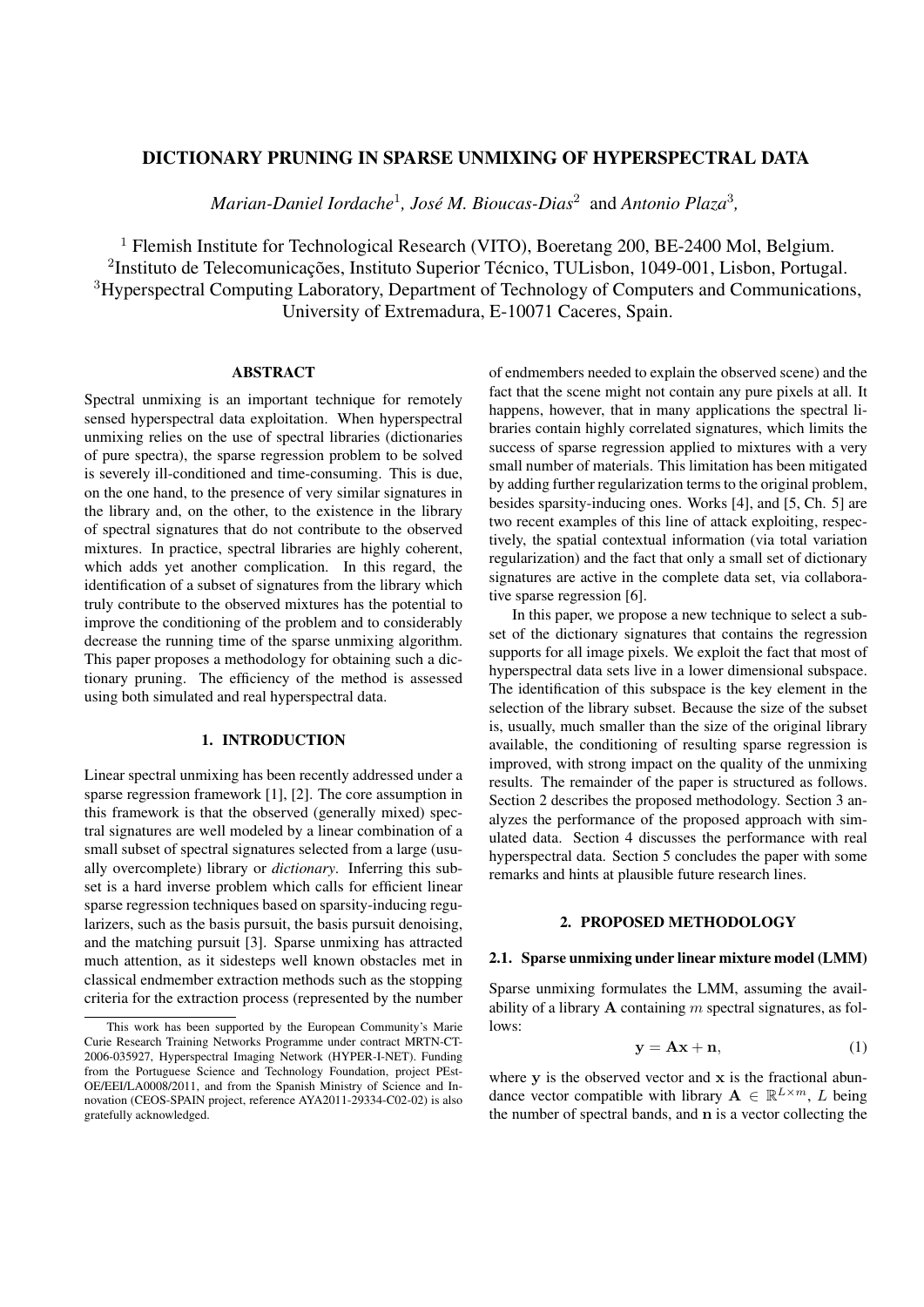# DICTIONARY PRUNING IN SPARSE UNMIXING OF HYPERSPECTRAL DATA

*Marian-Daniel Iordache*[1], *José M. Bioucas-Dias*[2] and *Antonio Plaza*[3],

[1] Flemish Institute for Technological Research (VITO), Boeretang 200, BE-2400 Mol, Belgium.
[2]Instituto de Telecomunicações, Instituto Superior Técnico, TULisbon, 1049-001, Lisbon, Portugal.
[3]Hyperspectral Computing Laboratory, Department of Technology of Computers and Communications, University of Extremadura, E-10071 Caceres, Spain.

## ABSTRACT

Spectral unmixing is an important technique for remotely sensed hyperspectral data exploitation. When hyperspectral unmixing relies on the use of spectral libraries (dictionaries of pure spectra), the sparse regression problem to be solved is severely ill-conditioned and time-consuming. This is due, on the one hand, to the presence of very similar signatures in the library and, on the other, to the existence in the library of spectral signatures that do not contribute to the observed mixtures. In practice, spectral libraries are highly coherent, which adds yet another complication. In this regard, the identification of a subset of signatures from the library which truly contribute to the observed mixtures has the potential to improve the conditioning of the problem and to considerably decrease the running time of the sparse unmixing algorithm. This paper proposes a methodology for obtaining such a dictionary pruning. The efficiency of the method is assessed using both simulated and real hyperspectral data.

## 1. INTRODUCTION

Linear spectral unmixing has been recently addressed under a sparse regression framework [1], [2]. The core assumption in this framework is that the observed (generally mixed) spectral signatures are well modeled by a linear combination of a small subset of spectral signatures selected from a large (usually overcomplete) library or *dictionary*. Inferring this subset is a hard inverse problem which calls for efficient linear sparse regression techniques based on sparsity-inducing regularizers, such as the basis pursuit, the basis pursuit denoising, and the matching pursuit [3]. Sparse unmixing has attracted much attention, as it sidesteps well known obstacles met in classical endmember extraction methods such as the stopping criteria for the extraction process (represented by the number of endmembers needed to explain the observed scene) and the fact that the scene might not contain any pure pixels at all. It happens, however, that in many applications the spectral libraries contain highly correlated signatures, which limits the success of sparse regression applied to mixtures with a very small number of materials. This limitation has been mitigated by adding further regularization terms to the original problem, besides sparsity-inducing ones. Works [4], and [5, Ch. 5] are two recent examples of this line of attack exploiting, respectively, the spatial contextual information (via total variation regularization) and the fact that only a small set of dictionary signatures are active in the complete data set, via collaborative sparse regression [6].

In this paper, we propose a new technique to select a subset of the dictionary signatures that contains the regression supports for all image pixels. We exploit the fact that most of hyperspectral data sets live in a lower dimensional subspace. The identification of this subspace is the key element in the selection of the library subset. Because the size of the subset is, usually, much smaller than the size of the original library available, the conditioning of resulting sparse regression is improved, with strong impact on the quality of the unmixing results. The remainder of the paper is structured as follows. Section 2 describes the proposed methodology. Section 3 analyzes the performance of the proposed approach with simulated data. Section 4 discusses the performance with real hyperspectral data. Section 5 concludes the paper with some remarks and hints at plausible future research lines.

## 2. PROPOSED METHODOLOGY

### 2.1. Sparse unmixing under linear mixture model (LMM)

Sparse unmixing formulates the LMM, assuming the availability of a library $\mathbf{A}$ containing $m$ spectral signatures, as follows:

$$\mathbf{y} = \mathbf{A}\mathbf{x} + \mathbf{n}, \tag{1}$$

where $\mathbf{y}$ is the observed vector and $\mathbf{x}$ is the fractional abundance vector compatible with library $\mathbf{A} \in \mathbb{R}^{L \times m}$, $L$ being the number of spectral bands, and $\mathbf{n}$ is a vector collecting the

This work has been supported by the European Community's Marie Curie Research Training Networks Programme under contract MRTN-CT-2006-035927, Hyperspectral Imaging Network (HYPER-I-NET). Funding from the Portuguese Science and Technology Foundation, project PEst-OE/EEI/LA0008/2011, and from the Spanish Ministry of Science and Innovation (CEOS-SPAIN project, reference AYA2011-29334-C02-02) is also gratefully acknowledged.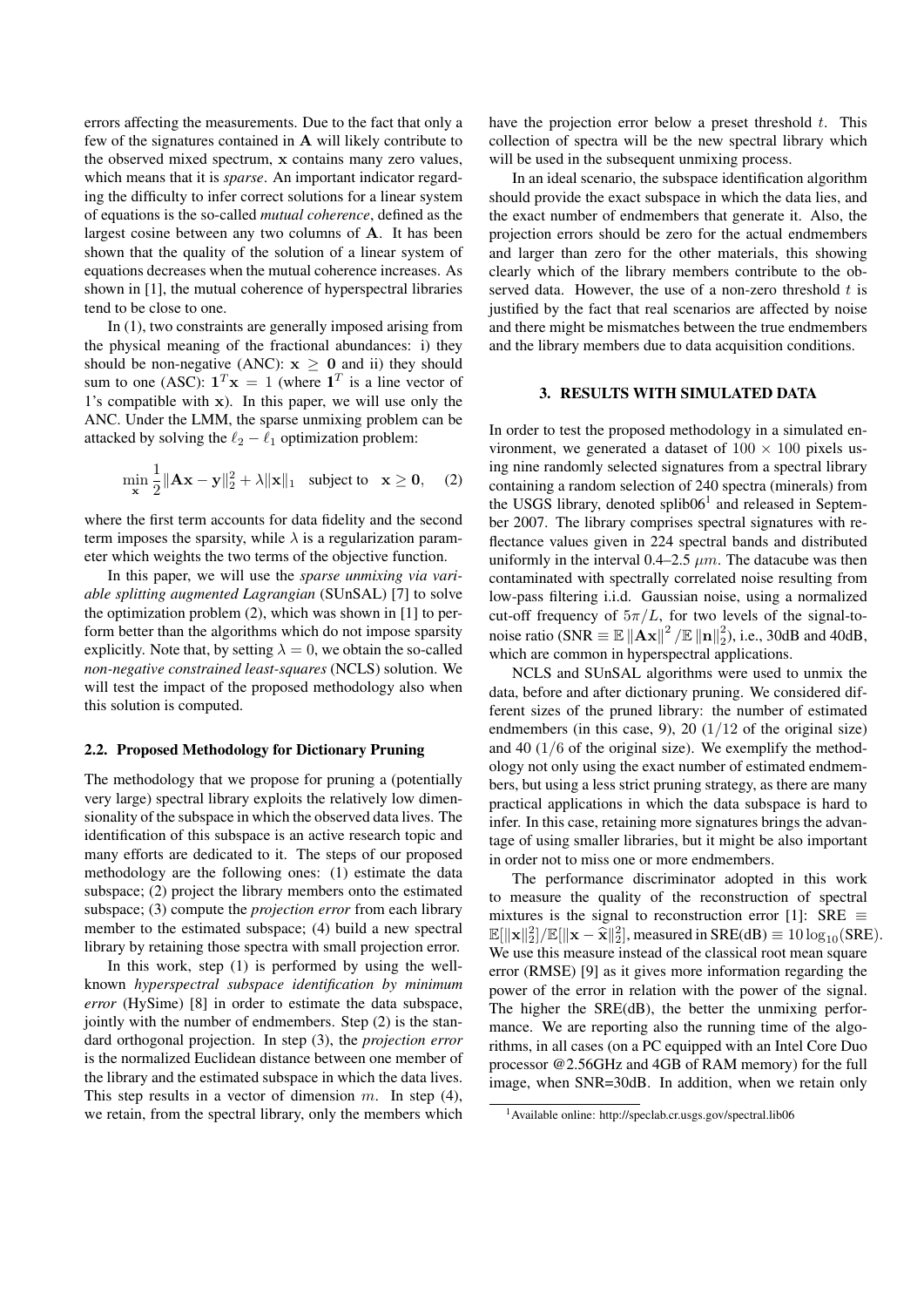errors affecting the measurements. Due to the fact that only a few of the signatures contained in $\mathbf{A}$ will likely contribute to the observed mixed spectrum, $\mathbf{x}$ contains many zero values, which means that it is *sparse*. An important indicator regarding the difficulty to infer correct solutions for a linear system of equations is the so-called *mutual coherence*, defined as the largest cosine between any two columns of $\mathbf{A}$. It has been shown that the quality of the solution of a linear system of equations decreases when the mutual coherence increases. As shown in [1], the mutual coherence of hyperspectral libraries tend to be close to one.

In (1), two constraints are generally imposed arising from the physical meaning of the fractional abundances: i) they should be non-negative (ANC): $\mathbf{x} \geq \mathbf{0}$ and ii) they should sum to one (ASC): $\mathbf{1}^T\mathbf{x} = 1$ (where $\mathbf{1}^T$ is a line vector of 1's compatible with $\mathbf{x}$). In this paper, we will use only the ANC. Under the LMM, the sparse unmixing problem can be attacked by solving the $\ell_2 - \ell_1$ optimization problem:

$$\min_{\mathbf{x}} \frac{1}{2}\|\mathbf{A}\mathbf{x} - \mathbf{y}\|_2^2 + \lambda\|\mathbf{x}\|_1 \quad \text{subject to} \quad \mathbf{x} \geq \mathbf{0}, \qquad (2)$$

where the first term accounts for data fidelity and the second term imposes the sparsity, while $\lambda$ is a regularization parameter which weights the two terms of the objective function.

In this paper, we will use the *sparse unmixing via variable splitting augmented Lagrangian* (SUnSAL) [7] to solve the optimization problem (2), which was shown in [1] to perform better than the algorithms which do not impose sparsity explicitly. Note that, by setting $\lambda = 0$, we obtain the so-called *non-negative constrained least-squares* (NCLS) solution. We will test the impact of the proposed methodology also when this solution is computed.

### 2.2. Proposed Methodology for Dictionary Pruning

The methodology that we propose for pruning a (potentially very large) spectral library exploits the relatively low dimensionality of the subspace in which the observed data lives. The identification of this subspace is an active research topic and many efforts are dedicated to it. The steps of our proposed methodology are the following ones: (1) estimate the data subspace; (2) project the library members onto the estimated subspace; (3) compute the *projection error* from each library member to the estimated subspace; (4) build a new spectral library by retaining those spectra with small projection error.

In this work, step (1) is performed by using the well-known *hyperspectral subspace identification by minimum error* (HySime) [8] in order to estimate the data subspace, jointly with the number of endmembers. Step (2) is the standard orthogonal projection. In step (3), the *projection error* is the normalized Euclidean distance between one member of the library and the estimated subspace in which the data lives. This step results in a vector of dimension $m$. In step (4), we retain, from the spectral library, only the members which have the projection error below a preset threshold $t$. This collection of spectra will be the new spectral library which will be used in the subsequent unmixing process.

In an ideal scenario, the subspace identification algorithm should provide the exact subspace in which the data lies, and the exact number of endmembers that generate it. Also, the projection errors should be zero for the actual endmembers and larger than zero for the other materials, this showing clearly which of the library members contribute to the observed data. However, the use of a non-zero threshold $t$ is justified by the fact that real scenarios are affected by noise and there might be mismatches between the true endmembers and the library members due to data acquisition conditions.

## 3. RESULTS WITH SIMULATED DATA

In order to test the proposed methodology in a simulated environment, we generated a dataset of $100 \times 100$ pixels using nine randomly selected signatures from a spectral library containing a random selection of 240 spectra (minerals) from the USGS library, denoted splib06[1] and released in September 2007. The library comprises spectral signatures with reflectance values given in 224 spectral bands and distributed uniformly in the interval 0.4–2.5 $\mu m$. The datacube was then contaminated with spectrally correlated noise resulting from low-pass filtering i.i.d. Gaussian noise, using a normalized cut-off frequency of $5\pi/L$, for two levels of the signal-to-noise ratio (SNR $\equiv \mathbb{E}\,\|\mathbf{A}\mathbf{x}\|^2 / \mathbb{E}\,\|\mathbf{n}\|_2^2$), i.e., 30dB and 40dB, which are common in hyperspectral applications.

NCLS and SUnSAL algorithms were used to unmix the data, before and after dictionary pruning. We considered different sizes of the pruned library: the number of estimated endmembers (in this case, 9), 20 ($1/12$ of the original size) and 40 ($1/6$ of the original size). We exemplify the methodology not only using the exact number of estimated endmembers, but using a less strict pruning strategy, as there are many practical applications in which the data subspace is hard to infer. In this case, retaining more signatures brings the advantage of using smaller libraries, but it might be also important in order not to miss one or more endmembers.

The performance discriminator adopted in this work to measure the quality of the reconstruction of spectral mixtures is the signal to reconstruction error [1]: SRE $\equiv \mathbb{E}[\|\mathbf{x}\|_2^2]/\mathbb{E}[\|\mathbf{x} - \widehat{\mathbf{x}}\|_2^2]$, measured in SRE(dB) $\equiv 10\log_{10}(\text{SRE})$. We use this measure instead of the classical root mean square error (RMSE) [9] as it gives more information regarding the power of the error in relation with the power of the signal. The higher the SRE(dB), the better the unmixing performance. We are reporting also the running time of the algorithms, in all cases (on a PC equipped with an Intel Core Duo processor @2.56GHz and 4GB of RAM memory) for the full image, when SNR=30dB. In addition, when we retain only

[1] Available online: http://speclab.cr.usgs.gov/spectral.lib06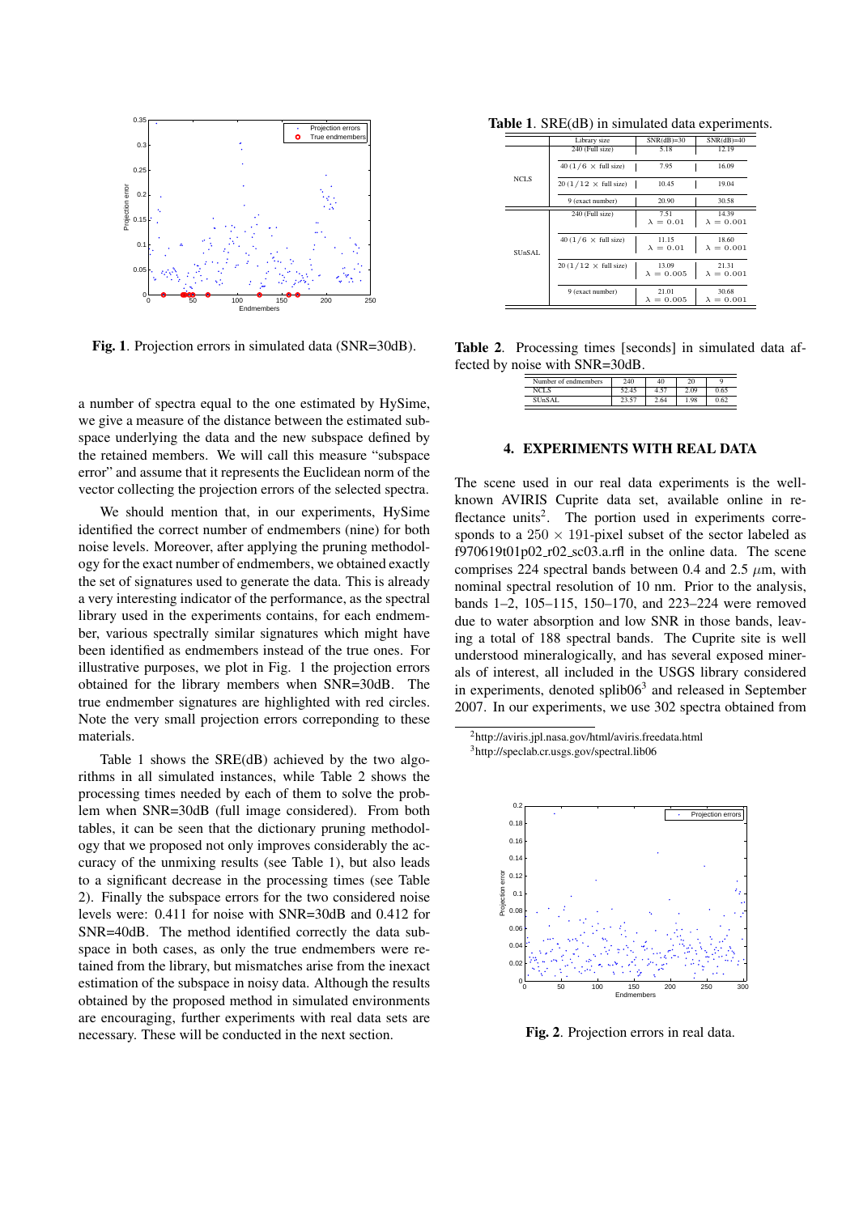Fig. 1. Projection errors in simulated data (SNR=30dB).

a number of spectra equal to the one estimated by HySime, we give a measure of the distance between the estimated subspace underlying the data and the new subspace defined by the retained members. We will call this measure "subspace error" and assume that it represents the Euclidean norm of the vector collecting the projection errors of the selected spectra.

We should mention that, in our experiments, HySime identified the correct number of endmembers (nine) for both noise levels. Moreover, after applying the pruning methodology for the exact number of endmembers, we obtained exactly the set of signatures used to generate the data. This is already a very interesting indicator of the performance, as the spectral library used in the experiments contains, for each endmember, various spectrally similar signatures which might have been identified as endmembers instead of the true ones. For illustrative purposes, we plot in Fig. 1 the projection errors obtained for the library members when SNR=30dB. The true endmember signatures are highlighted with red circles. Note the very small projection errors correponding to these materials.

Table 1 shows the SRE(dB) achieved by the two algorithms in all simulated instances, while Table 2 shows the processing times needed by each of them to solve the problem when SNR=30dB (full image considered). From both tables, it can be seen that the dictionary pruning methodology that we proposed not only improves considerably the accuracy of the unmixing results (see Table 1), but also leads to a significant decrease in the processing times (see Table 2). Finally the subspace errors for the two considered noise levels were: 0.411 for noise with SNR=30dB and 0.412 for SNR=40dB. The method identified correctly the data subspace in both cases, as only the true endmembers were retained from the library, but mismatches arise from the inexact estimation of the subspace in noisy data. Although the results obtained by the proposed method in simulated environments are encouraging, further experiments with real data sets are necessary. These will be conducted in the next section.

**Table 1**. SRE(dB) in simulated data experiments.

| | Library size | SNR(dB)=30 | SNR(dB)=40 |
|---|---|---|---|
| NCLS | 240 (Full size) | 5.18 | 12.19 |
| | 40 ($1/6 \times$ full size) | 7.95 | 16.09 |
| | 20 ($1/12 \times$ full size) | 10.45 | 19.04 |
| | 9 (exact number) | 20.90 | 30.58 |
| SUnSAL | 240 (Full size) | 7.51 $\lambda = 0.01$ | 14.39 $\lambda = 0.001$ |
| | 40 ($1/6 \times$ full size) | 11.15 $\lambda = 0.01$ | 18.60 $\lambda = 0.001$ |
| | 20 ($1/12 \times$ full size) | 13.09 $\lambda = 0.005$ | 21.31 $\lambda = 0.001$ |
| | 9 (exact number) | 21.01 $\lambda = 0.005$ | 30.68 $\lambda = 0.001$ |

**Table 2**. Processing times [seconds] in simulated data affected by noise with SNR=30dB.

| Number of endmembers | 240 | 40 | 20 | 9 |
|---|---|---|---|---|
| NCLS | 52.45 | 4.57 | 2.09 | 0.65 |
| SUnSAL | 23.57 | 2.64 | 1.98 | 0.62 |

## 4. EXPERIMENTS WITH REAL DATA

The scene used in our real data experiments is the well-known AVIRIS Cuprite data set, available online in reflectance units[2]. The portion used in experiments corresponds to a $250 \times 191$-pixel subset of the sector labeled as f970619t01p02_r02_sc03.a.rfl in the online data. The scene comprises 224 spectral bands between 0.4 and 2.5 $\mu$m, with nominal spectral resolution of 10 nm. Prior to the analysis, bands 1–2, 105–115, 150–170, and 223–224 were removed due to water absorption and low SNR in those bands, leaving a total of 188 spectral bands. The Cuprite site is well understood mineralogically, and has several exposed minerals of interest, all included in the USGS library considered in experiments, denoted splib06[3] and released in September 2007. In our experiments, we use 302 spectra obtained from

[2] http://aviris.jpl.nasa.gov/html/aviris.freedata.html

[3] http://speclab.cr.usgs.gov/spectral.lib06

Fig. 2. Projection errors in real data.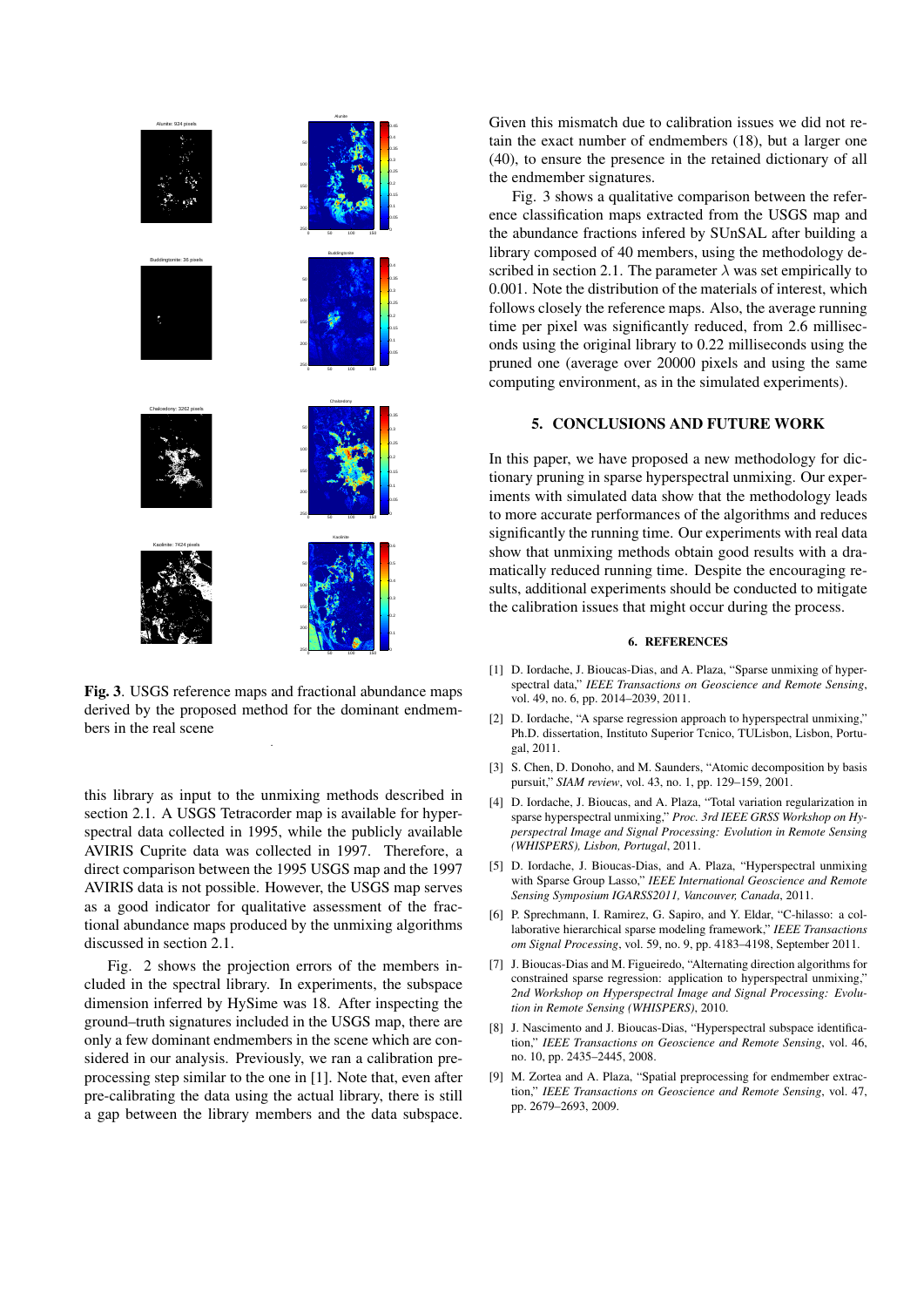Alunite: 924 pixels

Alunite

Buddingtonite: 36 pixels

Buddingtonite

Chalcedony: 3262 pixels

Chalcedony

Kaolinite: 7424 pixels

Kaolinite

**Fig. 3**. USGS reference maps and fractional abundance maps derived by the proposed method for the dominant endmembers in the real scene

this library as input to the unmixing methods described in section 2.1. A USGS Tetracorder map is available for hyperspectral data collected in 1995, while the publicly available AVIRIS Cuprite data was collected in 1997. Therefore, a direct comparison between the 1995 USGS map and the 1997 AVIRIS data is not possible. However, the USGS map serves as a good indicator for qualitative assessment of the fractional abundance maps produced by the unmixing algorithms discussed in section 2.1.

Fig. 2 shows the projection errors of the members included in the spectral library. In experiments, the subspace dimension inferred by HySime was 18. After inspecting the ground–truth signatures included in the USGS map, there are only a few dominant endmembers in the scene which are considered in our analysis. Previously, we ran a calibration preprocessing step similar to the one in [1]. Note that, even after pre-calibrating the data using the actual library, there is still a gap between the library members and the data subspace. Given this mismatch due to calibration issues we did not retain the exact number of endmembers (18), but a larger one (40), to ensure the presence in the retained dictionary of all the endmember signatures.

Fig. 3 shows a qualitative comparison between the reference classification maps extracted from the USGS map and the abundance fractions infered by SUnSAL after building a library composed of 40 members, using the methodology described in section 2.1. The parameter $\lambda$ was set empirically to 0.001. Note the distribution of the materials of interest, which follows closely the reference maps. Also, the average running time per pixel was significantly reduced, from 2.6 milliseconds using the original library to 0.22 milliseconds using the pruned one (average over 20000 pixels and using the same computing environment, as in the simulated experiments).

## 5. CONCLUSIONS AND FUTURE WORK

In this paper, we have proposed a new methodology for dictionary pruning in sparse hyperspectral unmixing. Our experiments with simulated data show that the methodology leads to more accurate performances of the algorithms and reduces significantly the running time. Our experiments with real data show that unmixing methods obtain good results with a dramatically reduced running time. Despite the encouraging results, additional experiments should be conducted to mitigate the calibration issues that might occur during the process.

## 6. REFERENCES

[1] D. Iordache, J. Bioucas-Dias, and A. Plaza, "Sparse unmixing of hyperspectral data," *IEEE Transactions on Geoscience and Remote Sensing*, vol. 49, no. 6, pp. 2014–2039, 2011.

[2] D. Iordache, "A sparse regression approach to hyperspectral unmixing," Ph.D. dissertation, Instituto Superior Tcnico, TULisbon, Lisbon, Portugal, 2011.

[3] S. Chen, D. Donoho, and M. Saunders, "Atomic decomposition by basis pursuit," *SIAM review*, vol. 43, no. 1, pp. 129–159, 2001.

[4] D. Iordache, J. Bioucas, and A. Plaza, "Total variation regularization in sparse hyperspectral unmixing," *Proc. 3rd IEEE GRSS Workshop on Hyperspectral Image and Signal Processing: Evolution in Remote Sensing (WHISPERS), Lisbon, Portugal*, 2011.

[5] D. Iordache, J. Bioucas-Dias, and A. Plaza, "Hyperspectral unmixing with Sparse Group Lasso," *IEEE International Geoscience and Remote Sensing Symposium IGARSS2011, Vancouver, Canada*, 2011.

[6] P. Sprechmann, I. Ramirez, G. Sapiro, and Y. Eldar, "C-hilasso: a collaborative hierarchical sparse modeling framework," *IEEE Transactions om Signal Processing*, vol. 59, no. 9, pp. 4183–4198, September 2011.

[7] J. Bioucas-Dias and M. Figueiredo, "Alternating direction algorithms for constrained sparse regression: application to hyperspectral unmixing," *2nd Workshop on Hyperspectral Image and Signal Processing: Evolution in Remote Sensing (WHISPERS)*, 2010.

[8] J. Nascimento and J. Bioucas-Dias, "Hyperspectral subspace identification," *IEEE Transactions on Geoscience and Remote Sensing*, vol. 46, no. 10, pp. 2435–2445, 2008.

[9] M. Zortea and A. Plaza, "Spatial preprocessing for endmember extraction," *IEEE Transactions on Geoscience and Remote Sensing*, vol. 47, pp. 2679–2693, 2009.